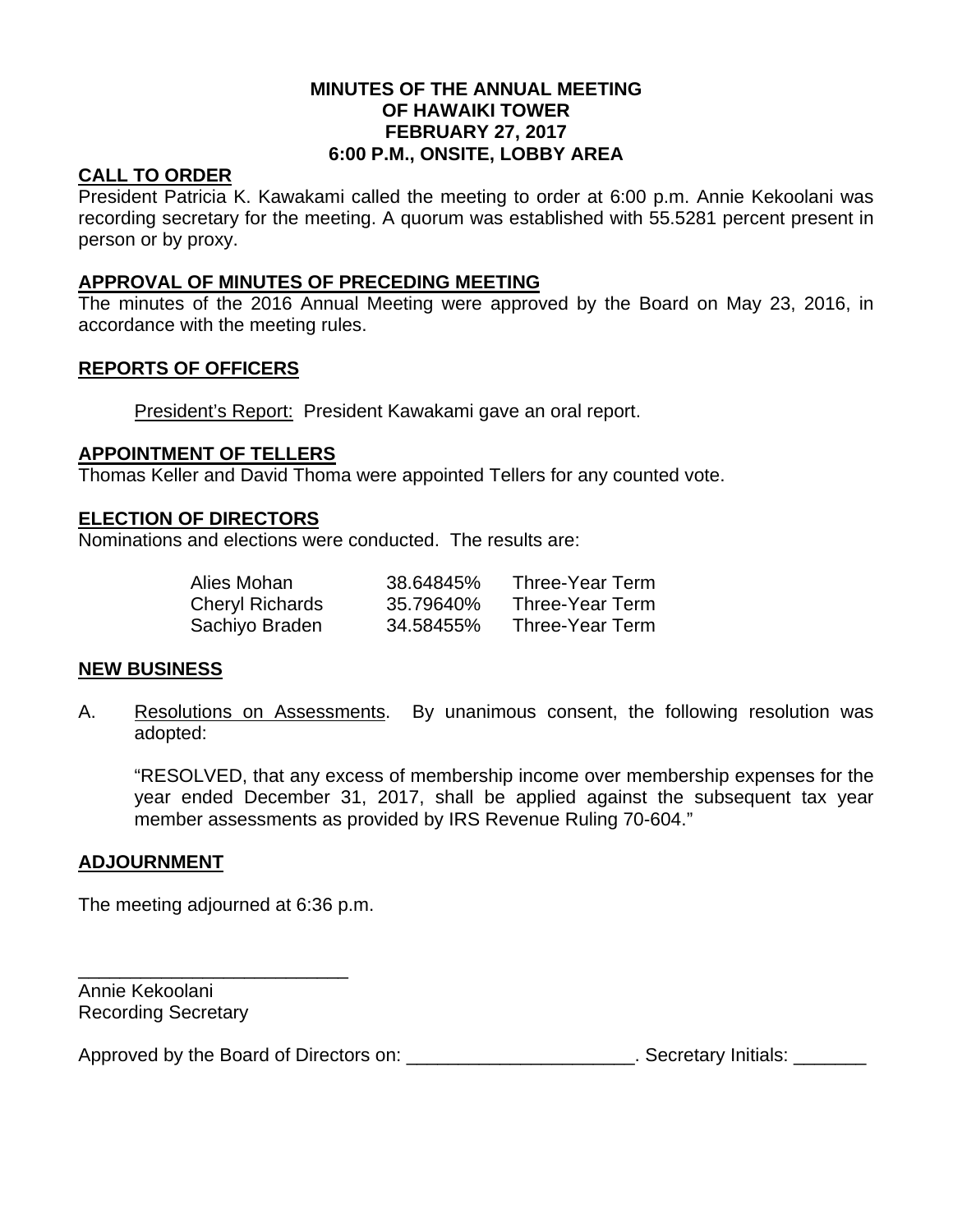# MINUTES OF THE ANNUAL MEETING OF HAWAIKI TOWER FEBRUARY 27, 2017 6:00 P.M., ONSITE, LOBBY AREA

## CALL TO ORDER

President Patricia K. Kawakami called the meeting to order at 6:00 p.m. Annie Kekoolani was recording secretary for the meeting. A quorum was established with 55.5281 percent present in person or by proxy.

## APPROVAL OF MINUTES OF PRECEDING MEETING

The minutes of the 2016 Annual Meeting were approved by the Board on May 23, 2016, in accordance with the meeting rules.

## REPORTS OF OFFICERS

President's Report: President Kawakami gave an oral report.

## APPOINTMENT OF TELLERS

Thomas Keller and David Thoma were appointed Tellers for any counted vote.

## ELECTION OF DIRECTORS

Nominations and elections were conducted. The results are:

| | | |
|---|---|---|
| Alies Mohan | 38.64845% | Three-Year Term |
| Cheryl Richards | 35.79640% | Three-Year Term |
| Sachiyo Braden | 34.58455% | Three-Year Term |

## NEW BUSINESS

A. Resolutions on Assessments. By unanimous consent, the following resolution was adopted:

"RESOLVED, that any excess of membership income over membership expenses for the year ended December 31, 2017, shall be applied against the subsequent tax year member assessments as provided by IRS Revenue Ruling 70-604."

## ADJOURNMENT

The meeting adjourned at 6:36 p.m.

___________________________

Annie Kekoolani
Recording Secretary

Approved by the Board of Directors on: ______________________. Secretary Initials: _______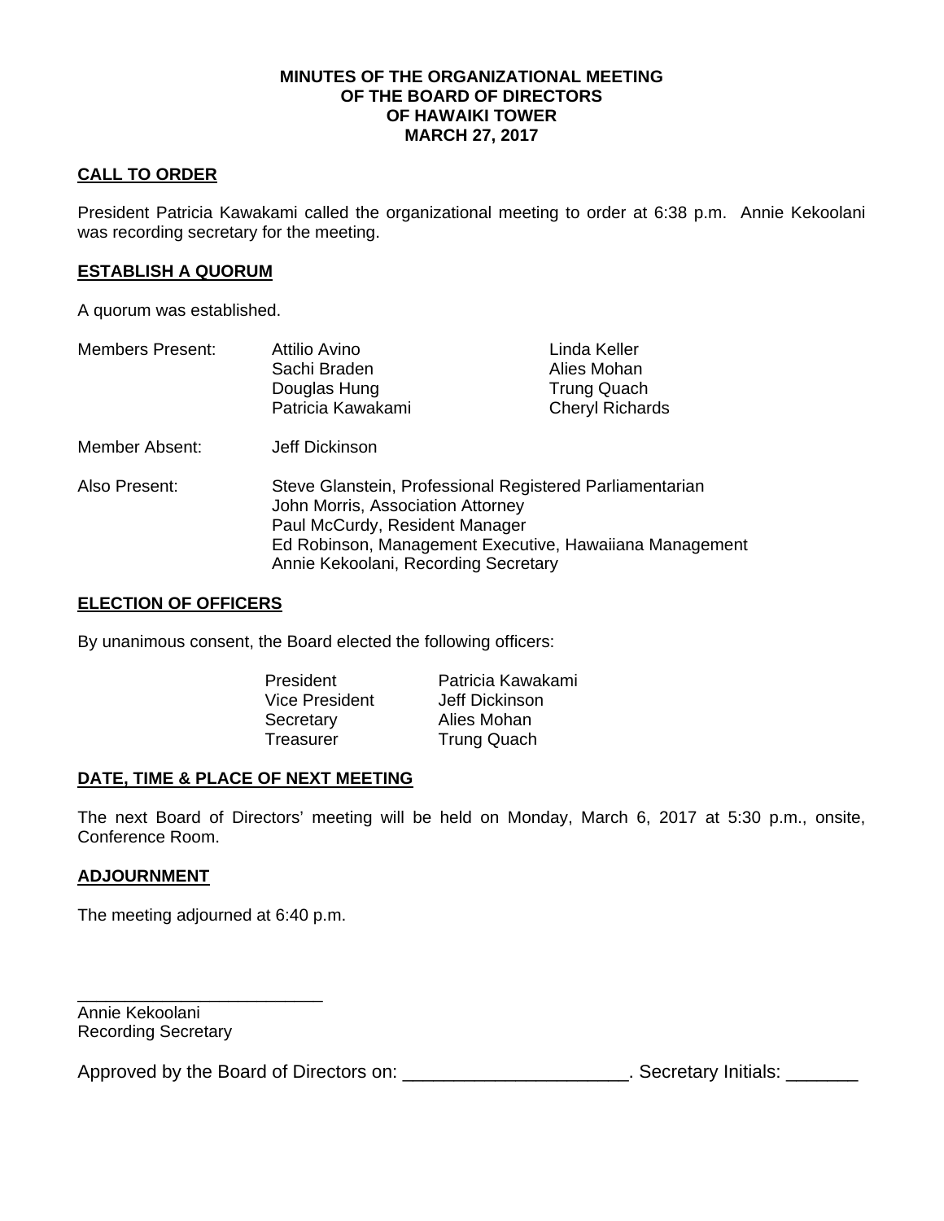**MINUTES OF THE ORGANIZATIONAL MEETING**
**OF THE BOARD OF DIRECTORS**
**OF HAWAIKI TOWER**
**MARCH 27, 2017**

## CALL TO ORDER

President Patricia Kawakami called the organizational meeting to order at 6:38 p.m. Annie Kekoolani was recording secretary for the meeting.

## ESTABLISH A QUORUM

A quorum was established.

| | | |
|---|---|---|
| Members Present: | Attilio Avino | Linda Keller |
| | Sachi Braden | Alies Mohan |
| | Douglas Hung | Trung Quach |
| | Patricia Kawakami | Cheryl Richards |

Member Absent: Jeff Dickinson

Also Present:
Steve Glanstein, Professional Registered Parliamentarian
John Morris, Association Attorney
Paul McCurdy, Resident Manager
Ed Robinson, Management Executive, Hawaiiana Management
Annie Kekoolani, Recording Secretary

## ELECTION OF OFFICERS

By unanimous consent, the Board elected the following officers:

| | |
|---|---|
| President | Patricia Kawakami |
| Vice President | Jeff Dickinson |
| Secretary | Alies Mohan |
| Treasurer | Trung Quach |

## DATE, TIME & PLACE OF NEXT MEETING

The next Board of Directors' meeting will be held on Monday, March 6, 2017 at 5:30 p.m., onsite, Conference Room.

## ADJOURNMENT

The meeting adjourned at 6:40 p.m.

\_\_\_\_\_\_\_\_\_\_\_\_\_\_\_\_\_\_\_\_\_\_\_\_\_\_
Annie Kekoolani
Recording Secretary

Approved by the Board of Directors on: \_\_\_\_\_\_\_\_\_\_\_\_\_\_\_\_\_\_\_\_\_\_. Secretary Initials: \_\_\_\_\_\_\_